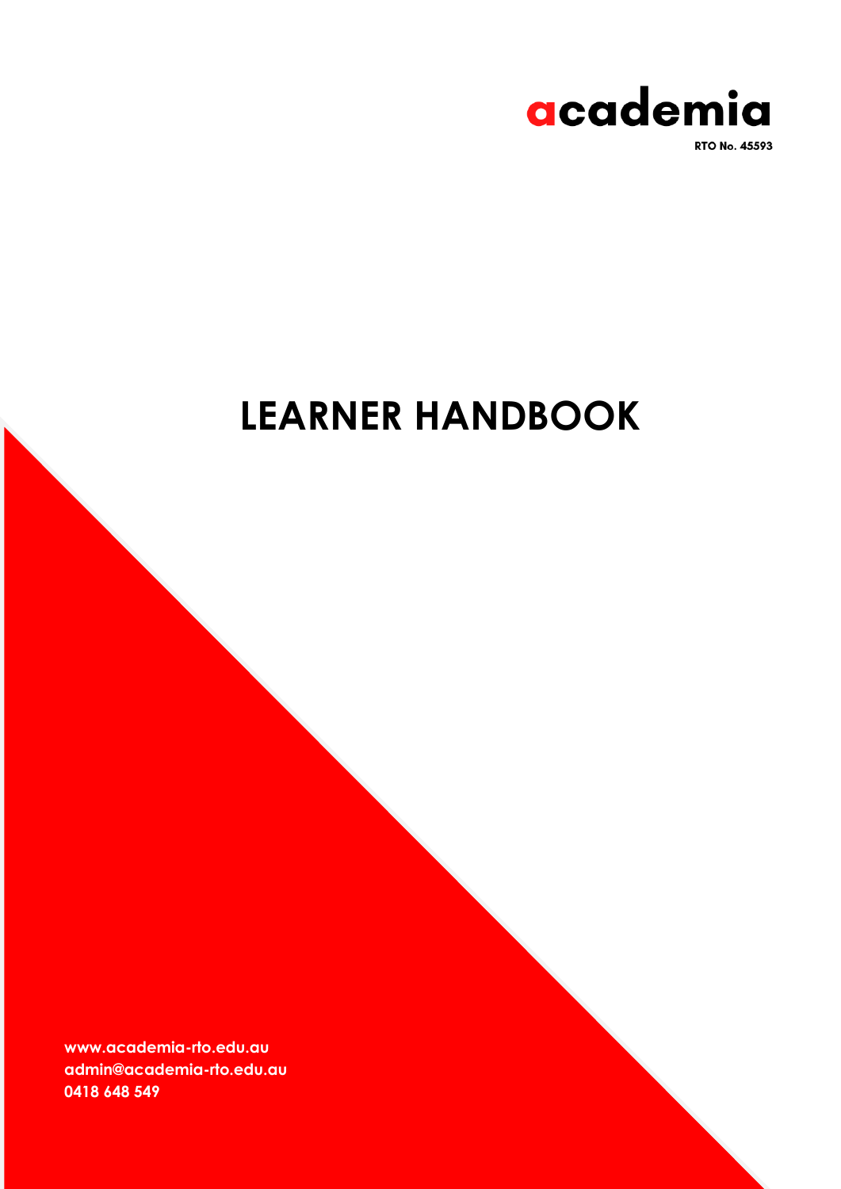academia

RTO No. 45593

# LEARNER HANDBOOK

**www.academia-rto.edu.au**
**admin@academia-rto.edu.au**
**0418 648 549**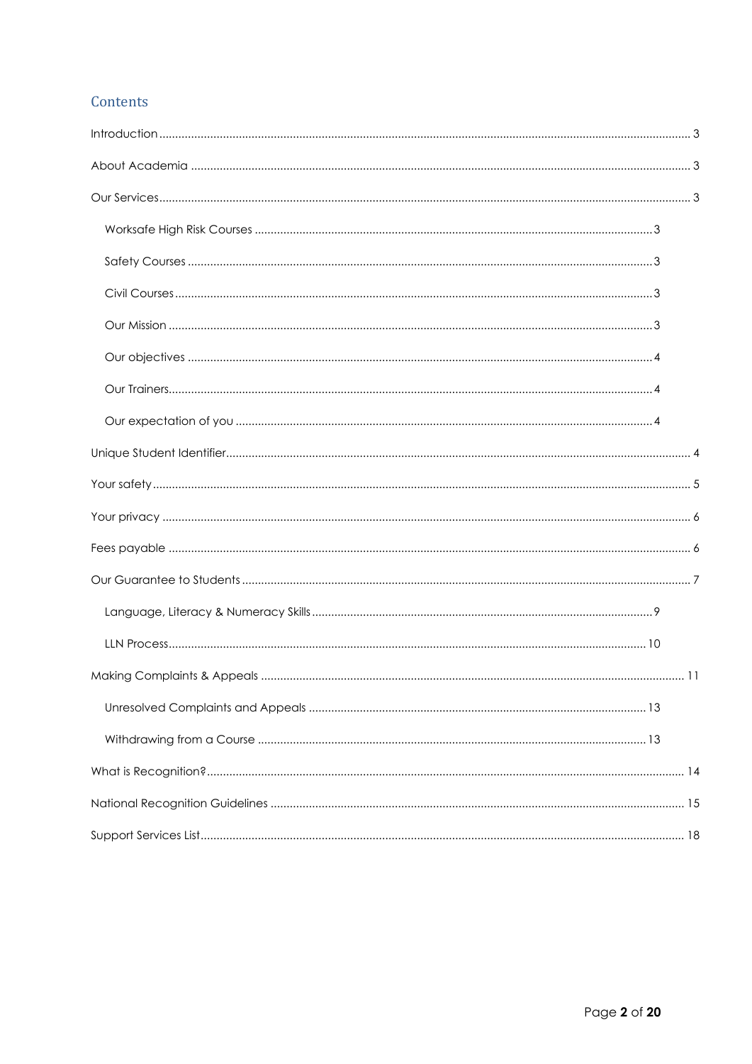## Contents

- Introduction ..... 3
- About Academia ..... 3
- Our Services ..... 3
  - Worksafe High Risk Courses ..... 3
  - Safety Courses ..... 3
  - Civil Courses ..... 3
  - Our Mission ..... 3
  - Our objectives ..... 4
  - Our Trainers ..... 4
  - Our expectation of you ..... 4
- Unique Student Identifier ..... 4
- Your safety ..... 5
- Your privacy ..... 6
- Fees payable ..... 6
- Our Guarantee to Students ..... 7
  - Language, Literacy & Numeracy Skills ..... 9
  - LLN Process ..... 10
- Making Complaints & Appeals ..... 11
  - Unresolved Complaints and Appeals ..... 13
  - Withdrawing from a Course ..... 13
- What is Recognition? ..... 14
- National Recognition Guidelines ..... 15
- Support Services List ..... 18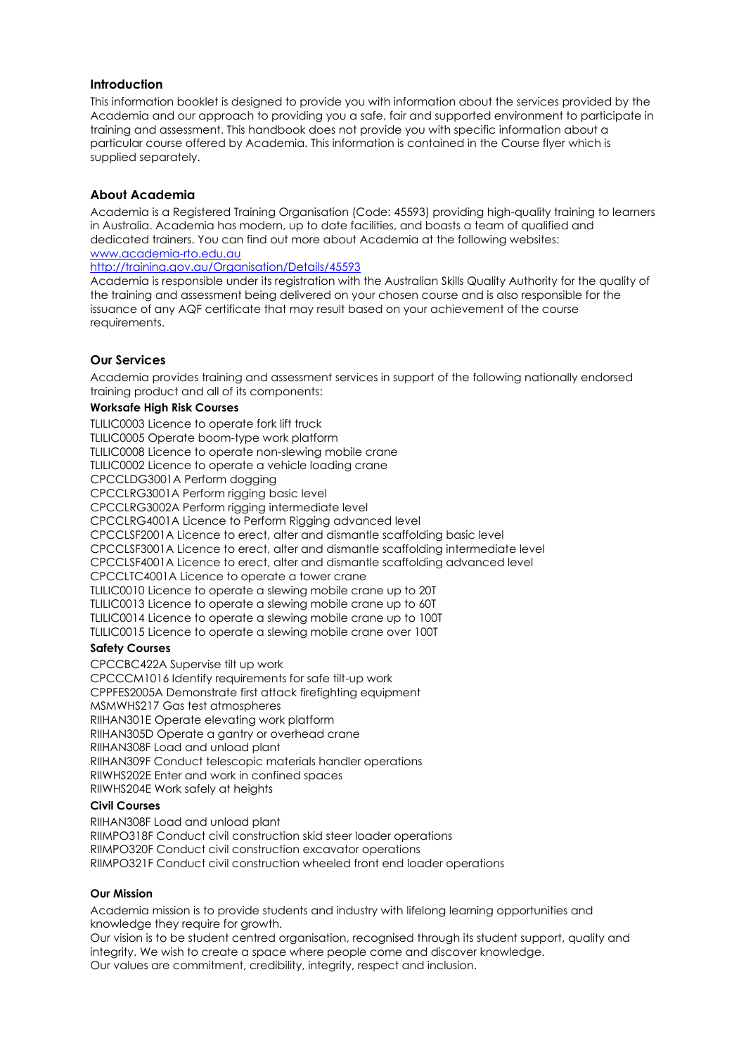## Introduction

This information booklet is designed to provide you with information about the services provided by the Academia and our approach to providing you a safe, fair and supported environment to participate in training and assessment. This handbook does not provide you with specific information about a particular course offered by Academia. This information is contained in the Course flyer which is supplied separately.

## About Academia

Academia is a Registered Training Organisation (Code: 45593) providing high-quality training to learners in Australia. Academia has modern, up to date facilities, and boasts a team of qualified and dedicated trainers. You can find out more about Academia at the following websites:
[www.academia-rto.edu.au](www.academia-rto.edu.au)
[http://training.gov.au/Organisation/Details/45593](http://training.gov.au/Organisation/Details/45593)
Academia is responsible under its registration with the Australian Skills Quality Authority for the quality of the training and assessment being delivered on your chosen course and is also responsible for the issuance of any AQF certificate that may result based on your achievement of the course requirements.

## Our Services

Academia provides training and assessment services in support of the following nationally endorsed training product and all of its components:

**Worksafe High Risk Courses**

TLILIC0003 Licence to operate fork lift truck
TLILIC0005 Operate boom-type work platform
TLILIC0008 Licence to operate non-slewing mobile crane
TLILIC0002 Licence to operate a vehicle loading crane
CPCCLDG3001A Perform dogging
CPCCLRG3001A Perform rigging basic level
CPCCLRG3002A Perform rigging intermediate level
CPCCLRG4001A Licence to Perform Rigging advanced level
CPCCLSF2001A Licence to erect, alter and dismantle scaffolding basic level
CPCCLSF3001A Licence to erect, alter and dismantle scaffolding intermediate level
CPCCLSF4001A Licence to erect, alter and dismantle scaffolding advanced level
CPCCLTC4001A Licence to operate a tower crane
TLILIC0010 Licence to operate a slewing mobile crane up to 20T
TLILIC0013 Licence to operate a slewing mobile crane up to 60T
TLILIC0014 Licence to operate a slewing mobile crane up to 100T
TLILIC0015 Licence to operate a slewing mobile crane over 100T

**Safety Courses**

CPCCBC422A Supervise tilt up work
CPCCCM1016 Identify requirements for safe tilt-up work
CPPFES2005A Demonstrate first attack firefighting equipment
MSMWHS217 Gas test atmospheres
RIIHAN301E Operate elevating work platform
RIIHAN305D Operate a gantry or overhead crane
RIIHAN308F Load and unload plant
RIIHAN309F Conduct telescopic materials handler operations
RIIWHS202E Enter and work in confined spaces
RIIWHS204E Work safely at heights

**Civil Courses**

RIIHAN308F Load and unload plant
RIIMPO318F Conduct civil construction skid steer loader operations
RIIMPO320F Conduct civil construction excavator operations
RIIMPO321F Conduct civil construction wheeled front end loader operations

### Our Mission

Academia mission is to provide students and industry with lifelong learning opportunities and knowledge they require for growth.
Our vision is to be student centred organisation, recognised through its student support, quality and integrity. We wish to create a space where people come and discover knowledge.
Our values are commitment, credibility, integrity, respect and inclusion.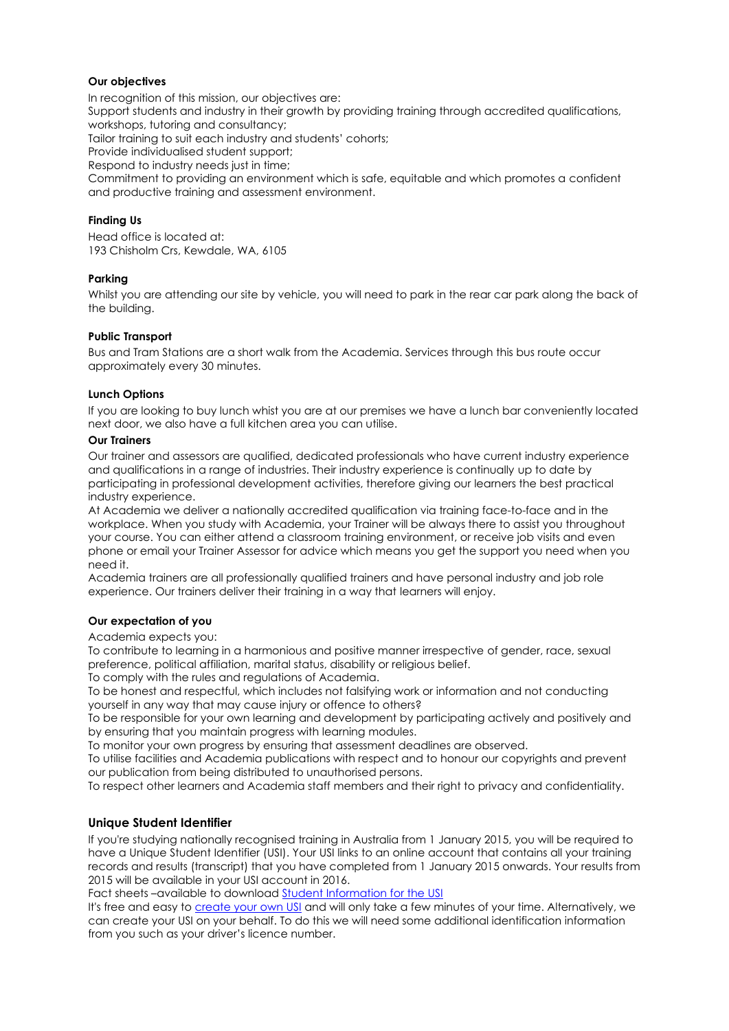### Our objectives

In recognition of this mission, our objectives are:

Support students and industry in their growth by providing training through accredited qualifications, workshops, tutoring and consultancy;

Tailor training to suit each industry and students' cohorts;

Provide individualised student support;

Respond to industry needs just in time;

Commitment to providing an environment which is safe, equitable and which promotes a confident and productive training and assessment environment.

### Finding Us

Head office is located at:
193 Chisholm Crs, Kewdale, WA, 6105

### Parking

Whilst you are attending our site by vehicle, you will need to park in the rear car park along the back of the building.

### Public Transport

Bus and Tram Stations are a short walk from the Academia. Services through this bus route occur approximately every 30 minutes.

### Lunch Options

If you are looking to buy lunch whist you are at our premises we have a lunch bar conveniently located next door, we also have a full kitchen area you can utilise.

### Our Trainers

Our trainer and assessors are qualified, dedicated professionals who have current industry experience and qualifications in a range of industries. Their industry experience is continually up to date by participating in professional development activities, therefore giving our learners the best practical industry experience.

At Academia we deliver a nationally accredited qualification via training face-to-face and in the workplace. When you study with Academia, your Trainer will be always there to assist you throughout your course. You can either attend a classroom training environment, or receive job visits and even phone or email your Trainer Assessor for advice which means you get the support you need when you need it.

Academia trainers are all professionally qualified trainers and have personal industry and job role experience. Our trainers deliver their training in a way that learners will enjoy.

### Our expectation of you

Academia expects you:

To contribute to learning in a harmonious and positive manner irrespective of gender, race, sexual preference, political affiliation, marital status, disability or religious belief.

To comply with the rules and regulations of Academia.

To be honest and respectful, which includes not falsifying work or information and not conducting yourself in any way that may cause injury or offence to others?

To be responsible for your own learning and development by participating actively and positively and by ensuring that you maintain progress with learning modules.

To monitor your own progress by ensuring that assessment deadlines are observed.

To utilise facilities and Academia publications with respect and to honour our copyrights and prevent our publication from being distributed to unauthorised persons.

To respect other learners and Academia staff members and their right to privacy and confidentiality.

## Unique Student Identifier

If you're studying nationally recognised training in Australia from 1 January 2015, you will be required to have a Unique Student Identifier (USI). Your USI links to an online account that contains all your training records and results (transcript) that you have completed from 1 January 2015 onwards. Your results from 2015 will be available in your USI account in 2016.

Fact sheets –available to download Student Information for the USI

It's free and easy to create your own USI and will only take a few minutes of your time. Alternatively, we can create your USI on your behalf. To do this we will need some additional identification information from you such as your driver's licence number.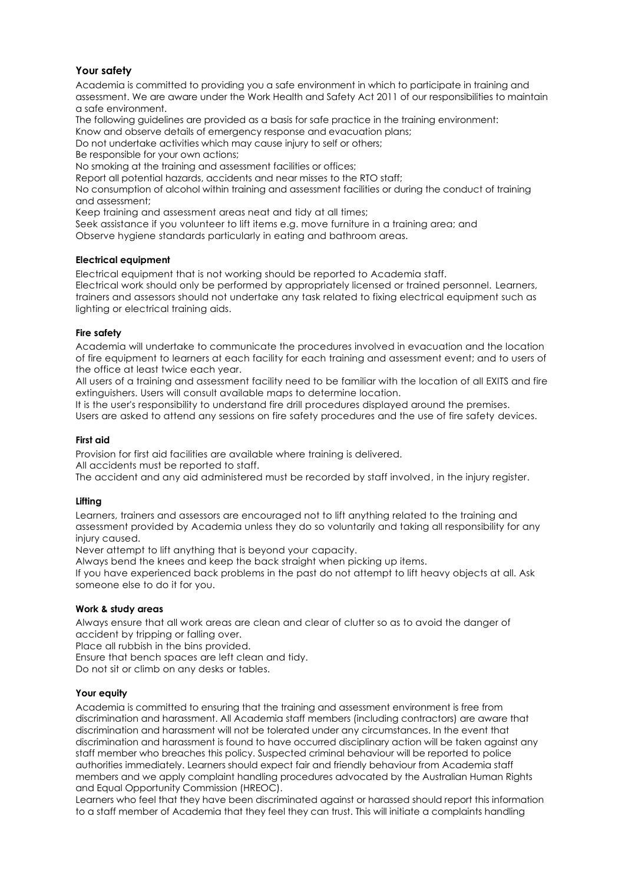## Your safety

Academia is committed to providing you a safe environment in which to participate in training and assessment. We are aware under the Work Health and Safety Act 2011 of our responsibilities to maintain a safe environment.

The following guidelines are provided as a basis for safe practice in the training environment:

Know and observe details of emergency response and evacuation plans;

Do not undertake activities which may cause injury to self or others;

Be responsible for your own actions;

No smoking at the training and assessment facilities or offices;

Report all potential hazards, accidents and near misses to the RTO staff;

No consumption of alcohol within training and assessment facilities or during the conduct of training and assessment;

Keep training and assessment areas neat and tidy at all times;

Seek assistance if you volunteer to lift items e.g. move furniture in a training area; and

Observe hygiene standards particularly in eating and bathroom areas.

### Electrical equipment

Electrical equipment that is not working should be reported to Academia staff.

Electrical work should only be performed by appropriately licensed or trained personnel. Learners, trainers and assessors should not undertake any task related to fixing electrical equipment such as lighting or electrical training aids.

### Fire safety

Academia will undertake to communicate the procedures involved in evacuation and the location of fire equipment to learners at each facility for each training and assessment event; and to users of the office at least twice each year.

All users of a training and assessment facility need to be familiar with the location of all EXITS and fire extinguishers. Users will consult available maps to determine location.

It is the user's responsibility to understand fire drill procedures displayed around the premises.

Users are asked to attend any sessions on fire safety procedures and the use of fire safety devices.

### First aid

Provision for first aid facilities are available where training is delivered.

All accidents must be reported to staff.

The accident and any aid administered must be recorded by staff involved, in the injury register.

### Lifting

Learners, trainers and assessors are encouraged not to lift anything related to the training and assessment provided by Academia unless they do so voluntarily and taking all responsibility for any injury caused.

Never attempt to lift anything that is beyond your capacity.

Always bend the knees and keep the back straight when picking up items.

If you have experienced back problems in the past do not attempt to lift heavy objects at all. Ask someone else to do it for you.

### Work & study areas

Always ensure that all work areas are clean and clear of clutter so as to avoid the danger of accident by tripping or falling over.

Place all rubbish in the bins provided.

Ensure that bench spaces are left clean and tidy.

Do not sit or climb on any desks or tables.

### Your equity

Academia is committed to ensuring that the training and assessment environment is free from discrimination and harassment. All Academia staff members (including contractors) are aware that discrimination and harassment will not be tolerated under any circumstances. In the event that discrimination and harassment is found to have occurred disciplinary action will be taken against any staff member who breaches this policy. Suspected criminal behaviour will be reported to police authorities immediately. Learners should expect fair and friendly behaviour from Academia staff members and we apply complaint handling procedures advocated by the Australian Human Rights and Equal Opportunity Commission (HREOC).

Learners who feel that they have been discriminated against or harassed should report this information to a staff member of Academia that they feel they can trust. This will initiate a complaints handling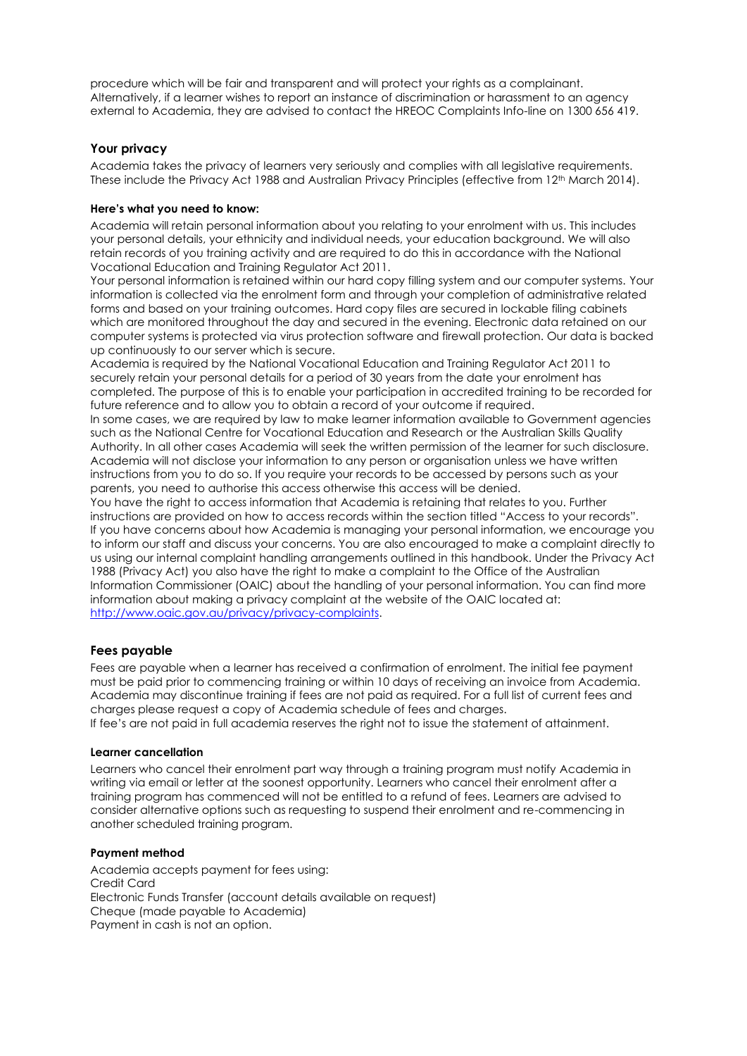procedure which will be fair and transparent and will protect your rights as a complainant. Alternatively, if a learner wishes to report an instance of discrimination or harassment to an agency external to Academia, they are advised to contact the HREOC Complaints Info-line on 1300 656 419.

## Your privacy

Academia takes the privacy of learners very seriously and complies with all legislative requirements. These include the Privacy Act 1988 and Australian Privacy Principles (effective from 12th March 2014).

**Here's what you need to know:**

Academia will retain personal information about you relating to your enrolment with us. This includes your personal details, your ethnicity and individual needs, your education background. We will also retain records of you training activity and are required to do this in accordance with the National Vocational Education and Training Regulator Act 2011.

Your personal information is retained within our hard copy filling system and our computer systems. Your information is collected via the enrolment form and through your completion of administrative related forms and based on your training outcomes. Hard copy files are secured in lockable filing cabinets which are monitored throughout the day and secured in the evening. Electronic data retained on our computer systems is protected via virus protection software and firewall protection. Our data is backed up continuously to our server which is secure.

Academia is required by the National Vocational Education and Training Regulator Act 2011 to securely retain your personal details for a period of 30 years from the date your enrolment has completed. The purpose of this is to enable your participation in accredited training to be recorded for future reference and to allow you to obtain a record of your outcome if required.

In some cases, we are required by law to make learner information available to Government agencies such as the National Centre for Vocational Education and Research or the Australian Skills Quality Authority. In all other cases Academia will seek the written permission of the learner for such disclosure. Academia will not disclose your information to any person or organisation unless we have written instructions from you to do so. If you require your records to be accessed by persons such as your parents, you need to authorise this access otherwise this access will be denied.

You have the right to access information that Academia is retaining that relates to you. Further instructions are provided on how to access records within the section titled "Access to your records".

If you have concerns about how Academia is managing your personal information, we encourage you to inform our staff and discuss your concerns. You are also encouraged to make a complaint directly to us using our internal complaint handling arrangements outlined in this handbook. Under the Privacy Act 1988 (Privacy Act) you also have the right to make a complaint to the Office of the Australian Information Commissioner (OAIC) about the handling of your personal information. You can find more information about making a privacy complaint at the website of the OAIC located at: [http://www.oaic.gov.au/privacy/privacy-complaints](http://www.oaic.gov.au/privacy/privacy-complaints).

## Fees payable

Fees are payable when a learner has received a confirmation of enrolment. The initial fee payment must be paid prior to commencing training or within 10 days of receiving an invoice from Academia. Academia may discontinue training if fees are not paid as required. For a full list of current fees and charges please request a copy of Academia schedule of fees and charges.

If fee's are not paid in full academia reserves the right not to issue the statement of attainment.

**Learner cancellation**

Learners who cancel their enrolment part way through a training program must notify Academia in writing via email or letter at the soonest opportunity. Learners who cancel their enrolment after a training program has commenced will not be entitled to a refund of fees. Learners are advised to consider alternative options such as requesting to suspend their enrolment and re-commencing in another scheduled training program.

**Payment method**

Academia accepts payment for fees using:
Credit Card
Electronic Funds Transfer (account details available on request)
Cheque (made payable to Academia)
Payment in cash is not an option.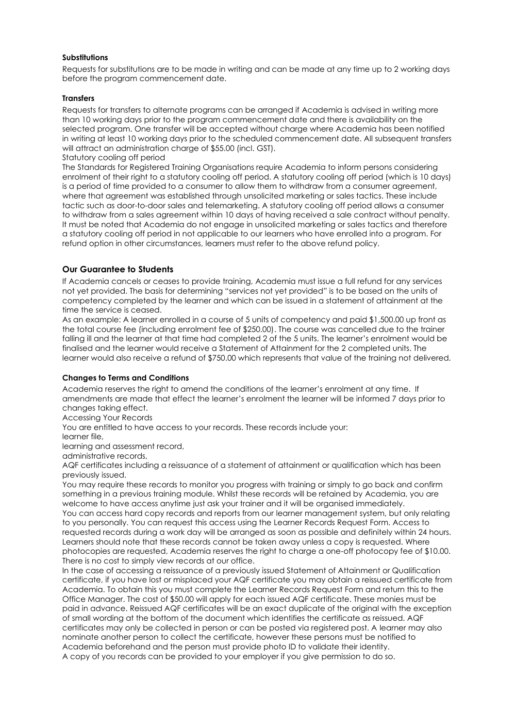#### Substitutions

Requests for substitutions are to be made in writing and can be made at any time up to 2 working days before the program commencement date.

#### Transfers

Requests for transfers to alternate programs can be arranged if Academia is advised in writing more than 10 working days prior to the program commencement date and there is availability on the selected program. One transfer will be accepted without charge where Academia has been notified in writing at least 10 working days prior to the scheduled commencement date. All subsequent transfers will attract an administration charge of $55.00 (incl. GST).

Statutory cooling off period

The Standards for Registered Training Organisations require Academia to inform persons considering enrolment of their right to a statutory cooling off period. A statutory cooling off period (which is 10 days) is a period of time provided to a consumer to allow them to withdraw from a consumer agreement, where that agreement was established through unsolicited marketing or sales tactics. These include tactic such as door-to-door sales and telemarketing. A statutory cooling off period allows a consumer to withdraw from a sales agreement within 10 days of having received a sale contract without penalty. It must be noted that Academia do not engage in unsolicited marketing or sales tactics and therefore a statutory cooling off period in not applicable to our learners who have enrolled into a program. For refund option in other circumstances, learners must refer to the above refund policy.

### Our Guarantee to Students

If Academia cancels or ceases to provide training, Academia must issue a full refund for any services not yet provided. The basis for determining "services not yet provided" is to be based on the units of competency completed by the learner and which can be issued in a statement of attainment at the time the service is ceased.

As an example: A learner enrolled in a course of 5 units of competency and paid $1,500.00 up front as the total course fee (including enrolment fee of $250.00). The course was cancelled due to the trainer falling ill and the learner at that time had completed 2 of the 5 units. The learner's enrolment would be finalised and the learner would receive a Statement of Attainment for the 2 completed units. The learner would also receive a refund of $750.00 which represents that value of the training not delivered.

#### Changes to Terms and Conditions

Academia reserves the right to amend the conditions of the learner's enrolment at any time. If amendments are made that effect the learner's enrolment the learner will be informed 7 days prior to changes taking effect.

Accessing Your Records

You are entitled to have access to your records. These records include your:

learner file,

learning and assessment record,

administrative records,

AQF certificates including a reissuance of a statement of attainment or qualification which has been previously issued.

You may require these records to monitor you progress with training or simply to go back and confirm something in a previous training module. Whilst these records will be retained by Academia, you are welcome to have access anytime just ask your trainer and it will be organised immediately.

You can access hard copy records and reports from our learner management system, but only relating to you personally. You can request this access using the Learner Records Request Form. Access to requested records during a work day will be arranged as soon as possible and definitely within 24 hours. Learners should note that these records cannot be taken away unless a copy is requested. Where photocopies are requested, Academia reserves the right to charge a one-off photocopy fee of $10.00. There is no cost to simply view records at our office.

In the case of accessing a reissuance of a previously issued Statement of Attainment or Qualification certificate, if you have lost or misplaced your AQF certificate you may obtain a reissued certificate from Academia. To obtain this you must complete the Learner Records Request Form and return this to the Office Manager. The cost of $50.00 will apply for each issued AQF certificate. These monies must be paid in advance. Reissued AQF certificates will be an exact duplicate of the original with the exception of small wording at the bottom of the document which identifies the certificate as reissued. AQF certificates may only be collected in person or can be posted via registered post. A learner may also nominate another person to collect the certificate, however these persons must be notified to Academia beforehand and the person must provide photo ID to validate their identity.

A copy of you records can be provided to your employer if you give permission to do so.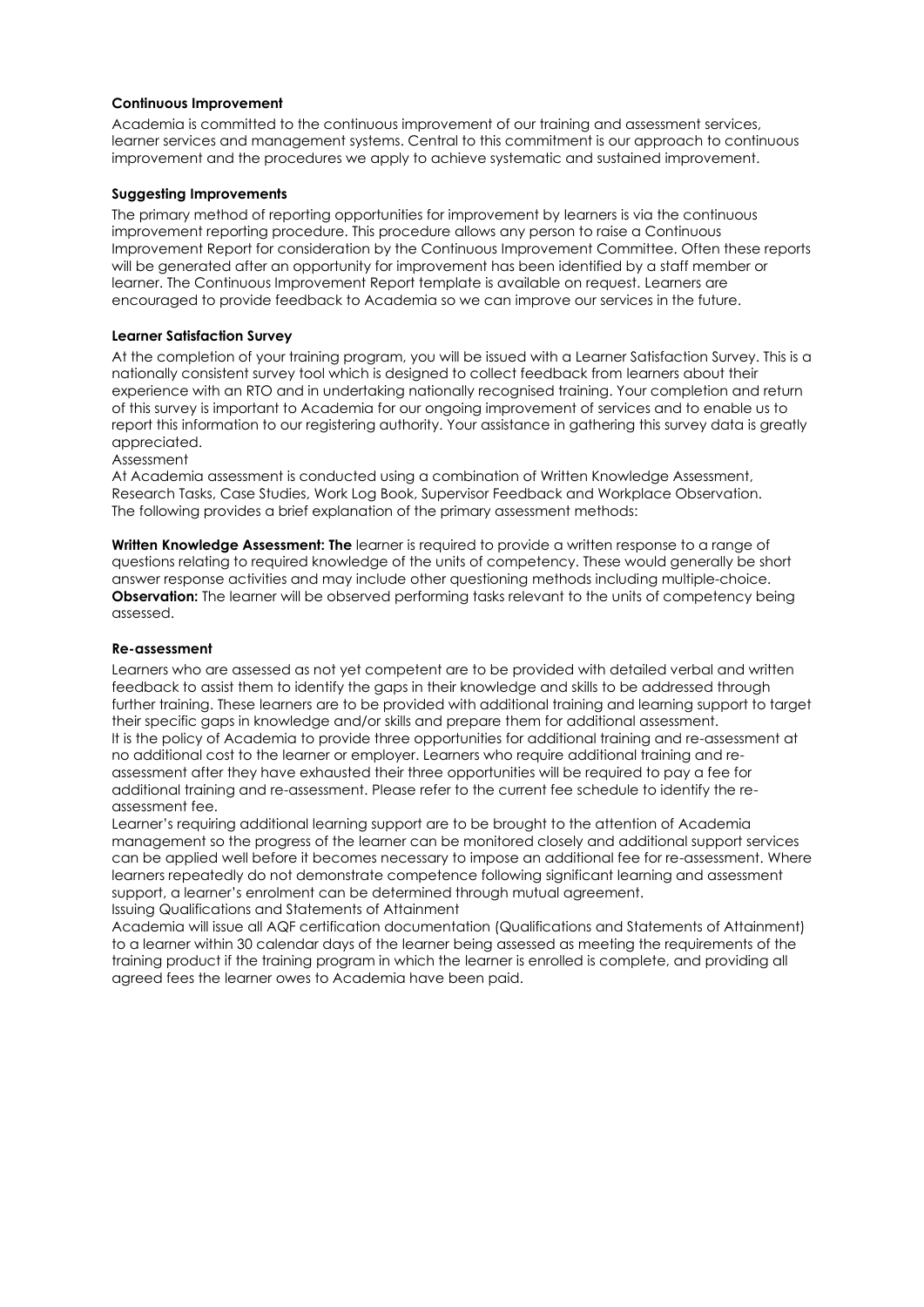**Continuous Improvement**

Academia is committed to the continuous improvement of our training and assessment services, learner services and management systems. Central to this commitment is our approach to continuous improvement and the procedures we apply to achieve systematic and sustained improvement.

**Suggesting Improvements**

The primary method of reporting opportunities for improvement by learners is via the continuous improvement reporting procedure. This procedure allows any person to raise a Continuous Improvement Report for consideration by the Continuous Improvement Committee. Often these reports will be generated after an opportunity for improvement has been identified by a staff member or learner. The Continuous Improvement Report template is available on request. Learners are encouraged to provide feedback to Academia so we can improve our services in the future.

**Learner Satisfaction Survey**

At the completion of your training program, you will be issued with a Learner Satisfaction Survey. This is a nationally consistent survey tool which is designed to collect feedback from learners about their experience with an RTO and in undertaking nationally recognised training. Your completion and return of this survey is important to Academia for our ongoing improvement of services and to enable us to report this information to our registering authority. Your assistance in gathering this survey data is greatly appreciated.

Assessment

At Academia assessment is conducted using a combination of Written Knowledge Assessment, Research Tasks, Case Studies, Work Log Book, Supervisor Feedback and Workplace Observation. The following provides a brief explanation of the primary assessment methods:

**Written Knowledge Assessment: The** learner is required to provide a written response to a range of questions relating to required knowledge of the units of competency. These would generally be short answer response activities and may include other questioning methods including multiple-choice.
**Observation:** The learner will be observed performing tasks relevant to the units of competency being assessed.

**Re-assessment**

Learners who are assessed as not yet competent are to be provided with detailed verbal and written feedback to assist them to identify the gaps in their knowledge and skills to be addressed through further training. These learners are to be provided with additional training and learning support to target their specific gaps in knowledge and/or skills and prepare them for additional assessment.
It is the policy of Academia to provide three opportunities for additional training and re-assessment at no additional cost to the learner or employer. Learners who require additional training and re-assessment after they have exhausted their three opportunities will be required to pay a fee for additional training and re-assessment. Please refer to the current fee schedule to identify the re-assessment fee.
Learner's requiring additional learning support are to be brought to the attention of Academia management so the progress of the learner can be monitored closely and additional support services can be applied well before it becomes necessary to impose an additional fee for re-assessment. Where learners repeatedly do not demonstrate competence following significant learning and assessment support, a learner's enrolment can be determined through mutual agreement.
Issuing Qualifications and Statements of Attainment
Academia will issue all AQF certification documentation (Qualifications and Statements of Attainment) to a learner within 30 calendar days of the learner being assessed as meeting the requirements of the training product if the training program in which the learner is enrolled is complete, and providing all agreed fees the learner owes to Academia have been paid.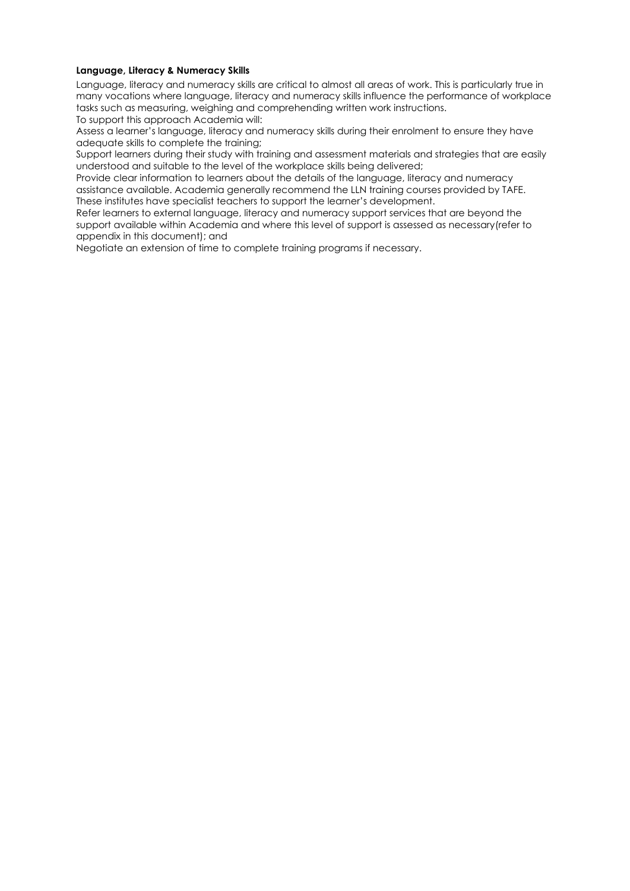**Language, Literacy & Numeracy Skills**

Language, literacy and numeracy skills are critical to almost all areas of work. This is particularly true in many vocations where language, literacy and numeracy skills influence the performance of workplace tasks such as measuring, weighing and comprehending written work instructions.

To support this approach Academia will:

Assess a learner's language, literacy and numeracy skills during their enrolment to ensure they have adequate skills to complete the training;

Support learners during their study with training and assessment materials and strategies that are easily understood and suitable to the level of the workplace skills being delivered;

Provide clear information to learners about the details of the language, literacy and numeracy assistance available. Academia generally recommend the LLN training courses provided by TAFE. These institutes have specialist teachers to support the learner's development.

Refer learners to external language, literacy and numeracy support services that are beyond the support available within Academia and where this level of support is assessed as necessary(refer to appendix in this document); and

Negotiate an extension of time to complete training programs if necessary.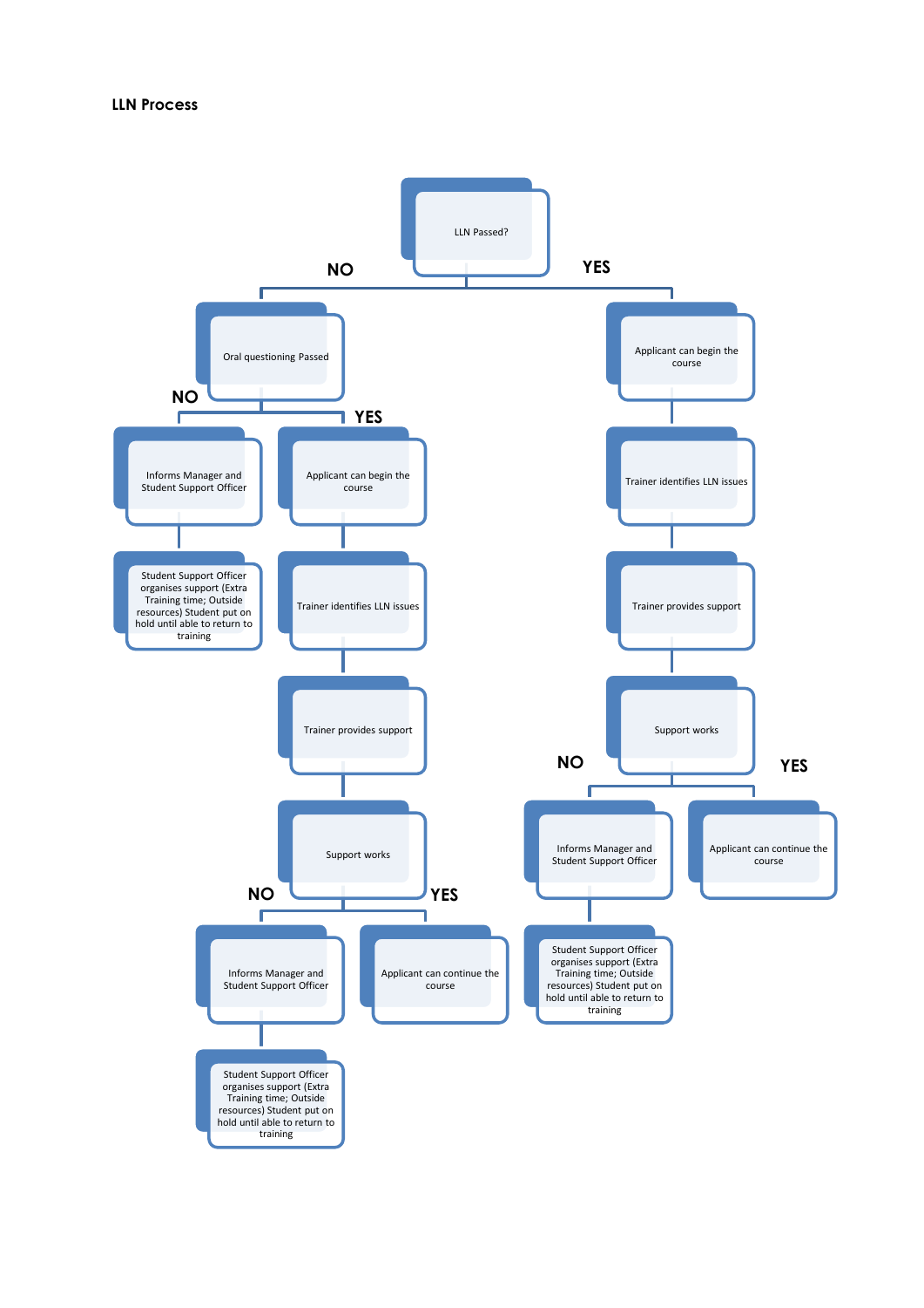**LLN Process**

- **LLN Passed?**
  - **NO** → Oral questioning Passed
    - **NO** → Informs Manager and Student Support Officer
      - Student Support Officer organises support (Extra Training time; Outside resources) Student put on hold until able to return to training
    - **YES** → Applicant can begin the course
      - Trainer identifies LLN issues
        - Trainer provides support
          - Support works
            - **NO** → Informs Manager and Student Support Officer
              - Student Support Officer organises support (Extra Training time; Outside resources) Student put on hold until able to return to training
            - **YES** → Applicant can continue the course
  - **YES** → Applicant can begin the course
    - Trainer identifies LLN issues
      - Trainer provides support
        - Support works
          - **NO** → Informs Manager and Student Support Officer
            - Student Support Officer organises support (Extra Training time; Outside resources) Student put on hold until able to return to training
          - **YES** → Applicant can continue the course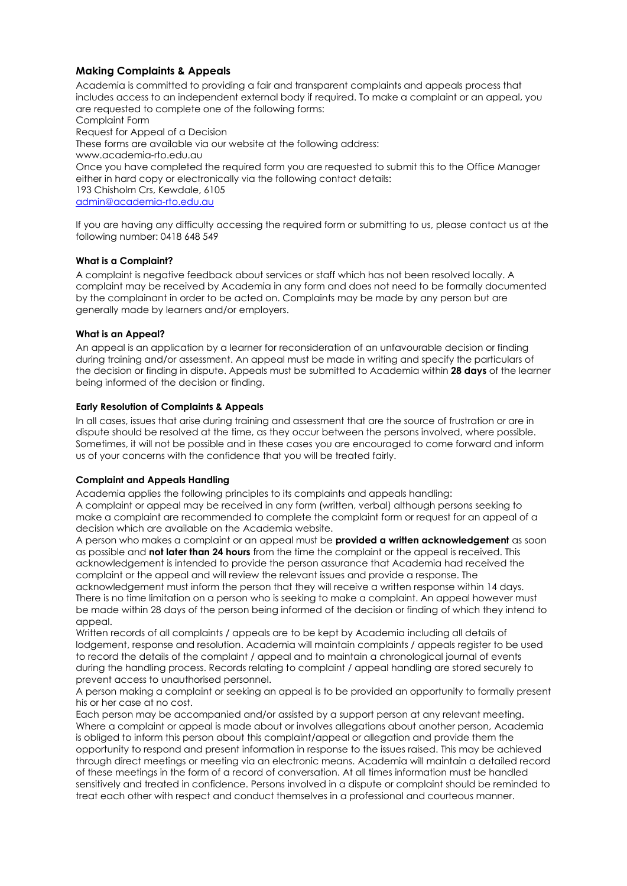## Making Complaints & Appeals

Academia is committed to providing a fair and transparent complaints and appeals process that includes access to an independent external body if required. To make a complaint or an appeal, you are requested to complete one of the following forms:

Complaint Form

Request for Appeal of a Decision

These forms are available via our website at the following address:

www.academia-rto.edu.au

Once you have completed the required form you are requested to submit this to the Office Manager either in hard copy or electronically via the following contact details:

193 Chisholm Crs, Kewdale, 6105

admin@academia-rto.edu.au

If you are having any difficulty accessing the required form or submitting to us, please contact us at the following number: 0418 648 549

### What is a Complaint?

A complaint is negative feedback about services or staff which has not been resolved locally. A complaint may be received by Academia in any form and does not need to be formally documented by the complainant in order to be acted on. Complaints may be made by any person but are generally made by learners and/or employers.

### What is an Appeal?

An appeal is an application by a learner for reconsideration of an unfavourable decision or finding during training and/or assessment. An appeal must be made in writing and specify the particulars of the decision or finding in dispute. Appeals must be submitted to Academia within **28 days** of the learner being informed of the decision or finding.

### Early Resolution of Complaints & Appeals

In all cases, issues that arise during training and assessment that are the source of frustration or are in dispute should be resolved at the time, as they occur between the persons involved, where possible. Sometimes, it will not be possible and in these cases you are encouraged to come forward and inform us of your concerns with the confidence that you will be treated fairly.

### Complaint and Appeals Handling

Academia applies the following principles to its complaints and appeals handling:

A complaint or appeal may be received in any form (written, verbal) although persons seeking to make a complaint are recommended to complete the complaint form or request for an appeal of a decision which are available on the Academia website.

A person who makes a complaint or an appeal must be **provided a written acknowledgement** as soon as possible and **not later than 24 hours** from the time the complaint or the appeal is received. This acknowledgement is intended to provide the person assurance that Academia had received the complaint or the appeal and will review the relevant issues and provide a response. The acknowledgement must inform the person that they will receive a written response within 14 days. There is no time limitation on a person who is seeking to make a complaint. An appeal however must be made within 28 days of the person being informed of the decision or finding of which they intend to appeal.

Written records of all complaints / appeals are to be kept by Academia including all details of lodgement, response and resolution. Academia will maintain complaints / appeals register to be used to record the details of the complaint / appeal and to maintain a chronological journal of events during the handling process. Records relating to complaint / appeal handling are stored securely to prevent access to unauthorised personnel.

A person making a complaint or seeking an appeal is to be provided an opportunity to formally present his or her case at no cost.

Each person may be accompanied and/or assisted by a support person at any relevant meeting.

Where a complaint or appeal is made about or involves allegations about another person, Academia is obliged to inform this person about this complaint/appeal or allegation and provide them the opportunity to respond and present information in response to the issues raised. This may be achieved through direct meetings or meeting via an electronic means. Academia will maintain a detailed record of these meetings in the form of a record of conversation. At all times information must be handled sensitively and treated in confidence. Persons involved in a dispute or complaint should be reminded to treat each other with respect and conduct themselves in a professional and courteous manner.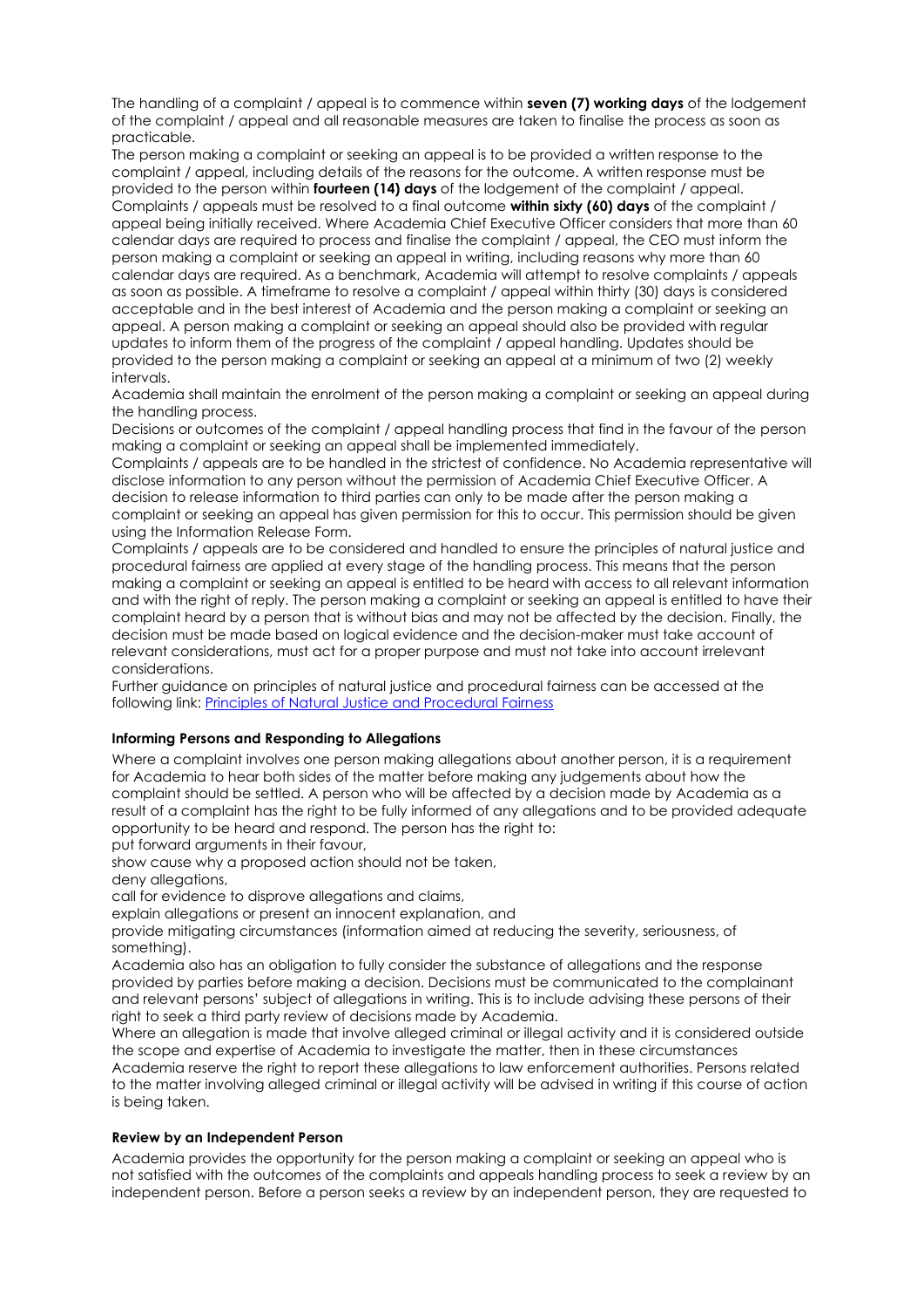The handling of a complaint / appeal is to commence within **seven (7) working days** of the lodgement of the complaint / appeal and all reasonable measures are taken to finalise the process as soon as practicable.

The person making a complaint or seeking an appeal is to be provided a written response to the complaint / appeal, including details of the reasons for the outcome. A written response must be provided to the person within **fourteen (14) days** of the lodgement of the complaint / appeal.

Complaints / appeals must be resolved to a final outcome **within sixty (60) days** of the complaint / appeal being initially received. Where Academia Chief Executive Officer considers that more than 60 calendar days are required to process and finalise the complaint / appeal, the CEO must inform the person making a complaint or seeking an appeal in writing, including reasons why more than 60 calendar days are required. As a benchmark, Academia will attempt to resolve complaints / appeals as soon as possible. A timeframe to resolve a complaint / appeal within thirty (30) days is considered acceptable and in the best interest of Academia and the person making a complaint or seeking an appeal. A person making a complaint or seeking an appeal should also be provided with regular updates to inform them of the progress of the complaint / appeal handling. Updates should be provided to the person making a complaint or seeking an appeal at a minimum of two (2) weekly intervals.

Academia shall maintain the enrolment of the person making a complaint or seeking an appeal during the handling process.

Decisions or outcomes of the complaint / appeal handling process that find in the favour of the person making a complaint or seeking an appeal shall be implemented immediately.

Complaints / appeals are to be handled in the strictest of confidence. No Academia representative will disclose information to any person without the permission of Academia Chief Executive Officer. A decision to release information to third parties can only to be made after the person making a complaint or seeking an appeal has given permission for this to occur. This permission should be given using the Information Release Form.

Complaints / appeals are to be considered and handled to ensure the principles of natural justice and procedural fairness are applied at every stage of the handling process. This means that the person making a complaint or seeking an appeal is entitled to be heard with access to all relevant information and with the right of reply. The person making a complaint or seeking an appeal is entitled to have their complaint heard by a person that is without bias and may not be affected by the decision. Finally, the decision must be made based on logical evidence and the decision-maker must take account of relevant considerations, must act for a proper purpose and must not take into account irrelevant considerations.

Further guidance on principles of natural justice and procedural fairness can be accessed at the following link: Principles of Natural Justice and Procedural Fairness

#### Informing Persons and Responding to Allegations

Where a complaint involves one person making allegations about another person, it is a requirement for Academia to hear both sides of the matter before making any judgements about how the complaint should be settled. A person who will be affected by a decision made by Academia as a result of a complaint has the right to be fully informed of any allegations and to be provided adequate opportunity to be heard and respond. The person has the right to:

- put forward arguments in their favour,
- show cause why a proposed action should not be taken,
- deny allegations,
- call for evidence to disprove allegations and claims,
- explain allegations or present an innocent explanation, and
- provide mitigating circumstances (information aimed at reducing the severity, seriousness, of something).

Academia also has an obligation to fully consider the substance of allegations and the response provided by parties before making a decision. Decisions must be communicated to the complainant and relevant persons' subject of allegations in writing. This is to include advising these persons of their right to seek a third party review of decisions made by Academia.

Where an allegation is made that involve alleged criminal or illegal activity and it is considered outside the scope and expertise of Academia to investigate the matter, then in these circumstances Academia reserve the right to report these allegations to law enforcement authorities. Persons related to the matter involving alleged criminal or illegal activity will be advised in writing if this course of action is being taken.

#### Review by an Independent Person

Academia provides the opportunity for the person making a complaint or seeking an appeal who is not satisfied with the outcomes of the complaints and appeals handling process to seek a review by an independent person. Before a person seeks a review by an independent person, they are requested to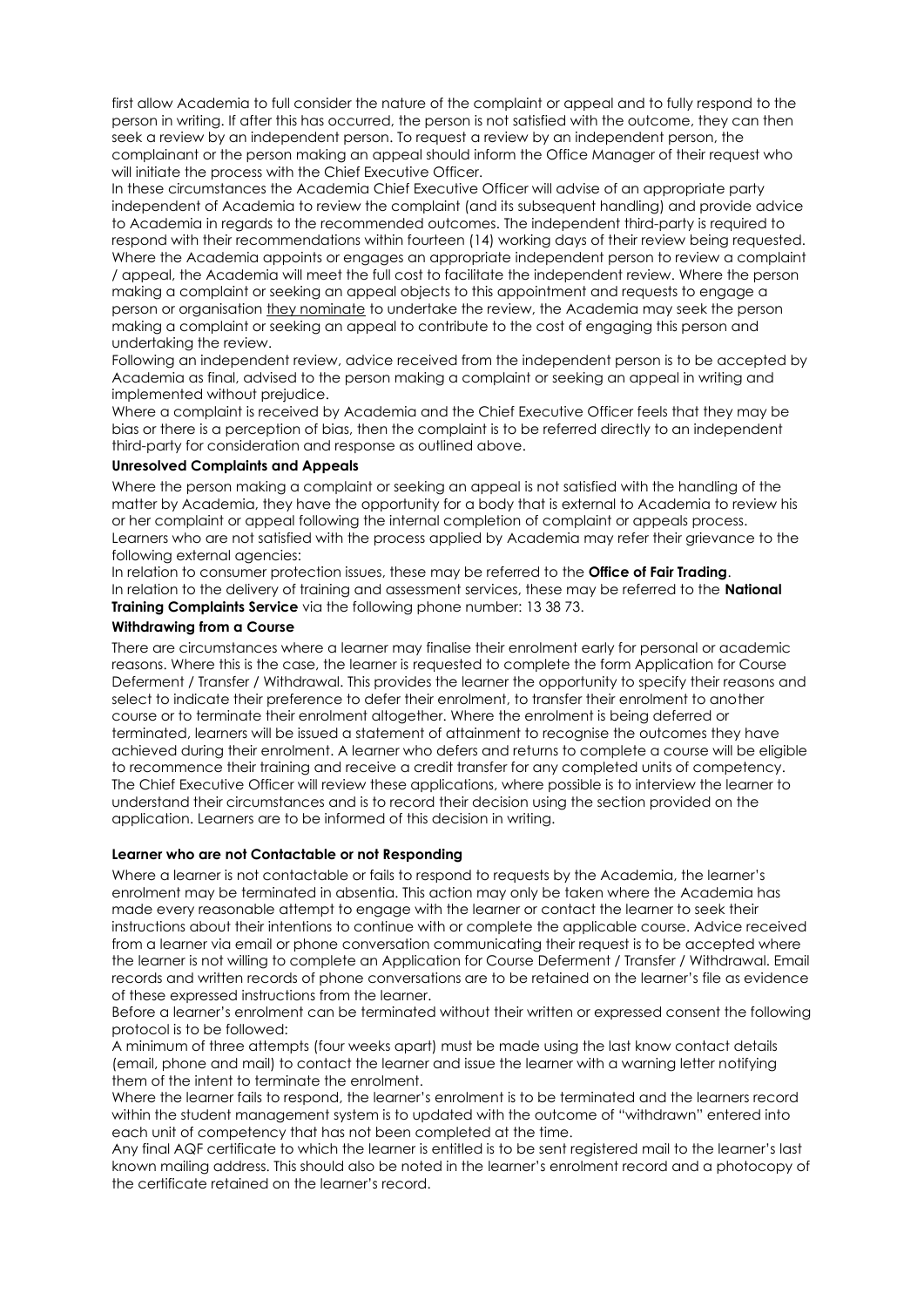first allow Academia to full consider the nature of the complaint or appeal and to fully respond to the person in writing. If after this has occurred, the person is not satisfied with the outcome, they can then seek a review by an independent person. To request a review by an independent person, the complainant or the person making an appeal should inform the Office Manager of their request who will initiate the process with the Chief Executive Officer.

In these circumstances the Academia Chief Executive Officer will advise of an appropriate party independent of Academia to review the complaint (and its subsequent handling) and provide advice to Academia in regards to the recommended outcomes. The independent third-party is required to respond with their recommendations within fourteen (14) working days of their review being requested. Where the Academia appoints or engages an appropriate independent person to review a complaint / appeal, the Academia will meet the full cost to facilitate the independent review. Where the person making a complaint or seeking an appeal objects to this appointment and requests to engage a person or organisation they nominate to undertake the review, the Academia may seek the person making a complaint or seeking an appeal to contribute to the cost of engaging this person and undertaking the review.

Following an independent review, advice received from the independent person is to be accepted by Academia as final, advised to the person making a complaint or seeking an appeal in writing and implemented without prejudice.

Where a complaint is received by Academia and the Chief Executive Officer feels that they may be bias or there is a perception of bias, then the complaint is to be referred directly to an independent third-party for consideration and response as outlined above.

**Unresolved Complaints and Appeals**

Where the person making a complaint or seeking an appeal is not satisfied with the handling of the matter by Academia, they have the opportunity for a body that is external to Academia to review his or her complaint or appeal following the internal completion of complaint or appeals process.

Learners who are not satisfied with the process applied by Academia may refer their grievance to the following external agencies:

In relation to consumer protection issues, these may be referred to the **Office of Fair Trading**.

In relation to the delivery of training and assessment services, these may be referred to the **National Training Complaints Service** via the following phone number: 13 38 73.

**Withdrawing from a Course**

There are circumstances where a learner may finalise their enrolment early for personal or academic reasons. Where this is the case, the learner is requested to complete the form Application for Course Deferment / Transfer / Withdrawal. This provides the learner the opportunity to specify their reasons and select to indicate their preference to defer their enrolment, to transfer their enrolment to another course or to terminate their enrolment altogether. Where the enrolment is being deferred or terminated, learners will be issued a statement of attainment to recognise the outcomes they have achieved during their enrolment. A learner who defers and returns to complete a course will be eligible to recommence their training and receive a credit transfer for any completed units of competency.

The Chief Executive Officer will review these applications, where possible is to interview the learner to understand their circumstances and is to record their decision using the section provided on the application. Learners are to be informed of this decision in writing.

**Learner who are not Contactable or not Responding**

Where a learner is not contactable or fails to respond to requests by the Academia, the learner's enrolment may be terminated in absentia. This action may only be taken where the Academia has made every reasonable attempt to engage with the learner or contact the learner to seek their instructions about their intentions to continue with or complete the applicable course. Advice received from a learner via email or phone conversation communicating their request is to be accepted where the learner is not willing to complete an Application for Course Deferment / Transfer / Withdrawal. Email records and written records of phone conversations are to be retained on the learner's file as evidence of these expressed instructions from the learner.

Before a learner's enrolment can be terminated without their written or expressed consent the following protocol is to be followed:

A minimum of three attempts (four weeks apart) must be made using the last know contact details (email, phone and mail) to contact the learner and issue the learner with a warning letter notifying them of the intent to terminate the enrolment.

Where the learner fails to respond, the learner's enrolment is to be terminated and the learners record within the student management system is to updated with the outcome of "withdrawn" entered into each unit of competency that has not been completed at the time.

Any final AQF certificate to which the learner is entitled is to be sent registered mail to the learner's last known mailing address. This should also be noted in the learner's enrolment record and a photocopy of the certificate retained on the learner's record.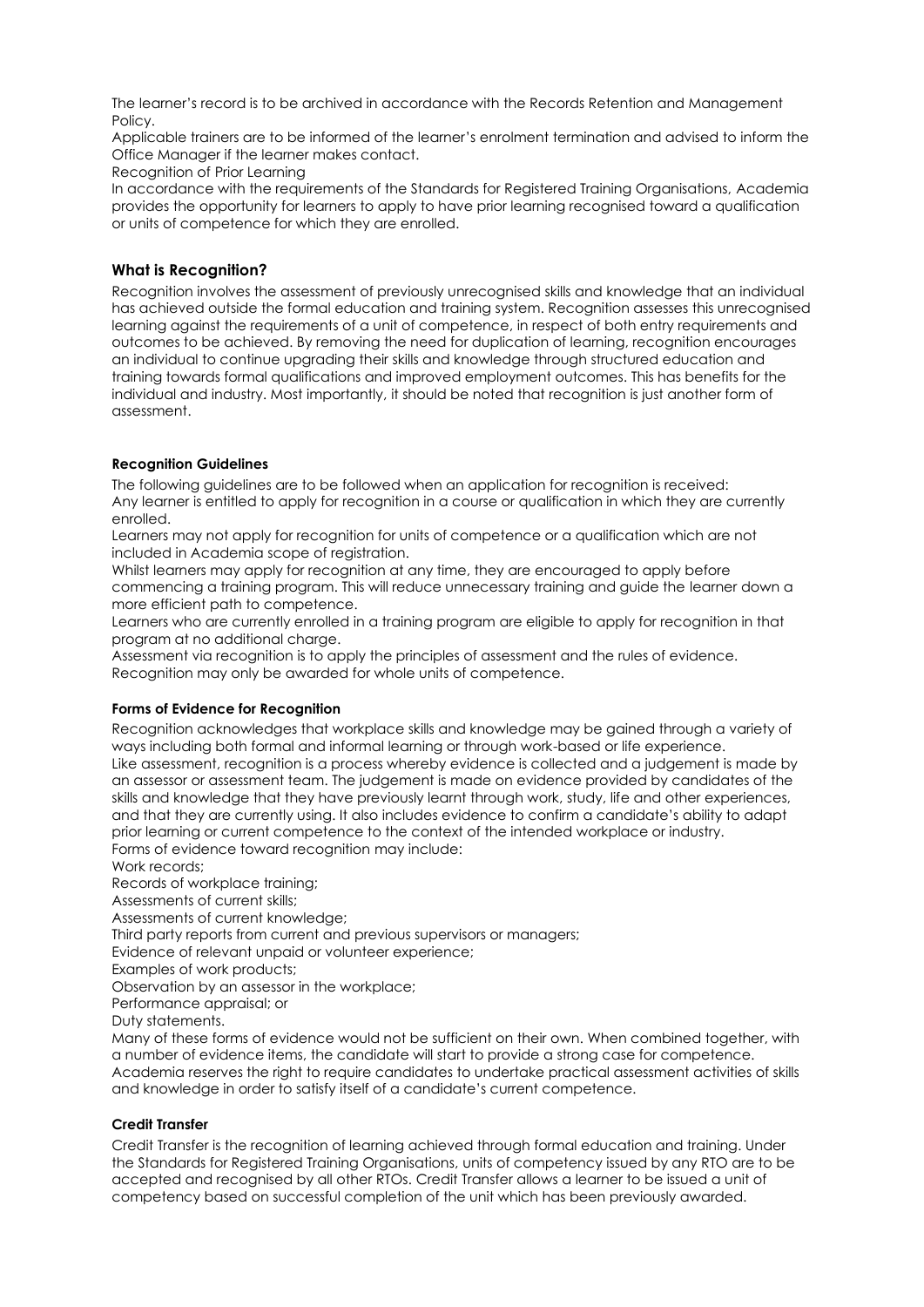The learner's record is to be archived in accordance with the Records Retention and Management Policy.

Applicable trainers are to be informed of the learner's enrolment termination and advised to inform the Office Manager if the learner makes contact.

Recognition of Prior Learning

In accordance with the requirements of the Standards for Registered Training Organisations, Academia provides the opportunity for learners to apply to have prior learning recognised toward a qualification or units of competence for which they are enrolled.

## What is Recognition?

Recognition involves the assessment of previously unrecognised skills and knowledge that an individual has achieved outside the formal education and training system. Recognition assesses this unrecognised learning against the requirements of a unit of competence, in respect of both entry requirements and outcomes to be achieved. By removing the need for duplication of learning, recognition encourages an individual to continue upgrading their skills and knowledge through structured education and training towards formal qualifications and improved employment outcomes. This has benefits for the individual and industry. Most importantly, it should be noted that recognition is just another form of assessment.

### Recognition Guidelines

The following guidelines are to be followed when an application for recognition is received:

Any learner is entitled to apply for recognition in a course or qualification in which they are currently enrolled.

Learners may not apply for recognition for units of competence or a qualification which are not included in Academia scope of registration.

Whilst learners may apply for recognition at any time, they are encouraged to apply before commencing a training program. This will reduce unnecessary training and guide the learner down a more efficient path to competence.

Learners who are currently enrolled in a training program are eligible to apply for recognition in that program at no additional charge.

Assessment via recognition is to apply the principles of assessment and the rules of evidence.

Recognition may only be awarded for whole units of competence.

### Forms of Evidence for Recognition

Recognition acknowledges that workplace skills and knowledge may be gained through a variety of ways including both formal and informal learning or through work-based or life experience.

Like assessment, recognition is a process whereby evidence is collected and a judgement is made by an assessor or assessment team. The judgement is made on evidence provided by candidates of the skills and knowledge that they have previously learnt through work, study, life and other experiences, and that they are currently using. It also includes evidence to confirm a candidate's ability to adapt prior learning or current competence to the context of the intended workplace or industry.

Forms of evidence toward recognition may include:

Work records;

Records of workplace training;

Assessments of current skills;

Assessments of current knowledge;

Third party reports from current and previous supervisors or managers;

Evidence of relevant unpaid or volunteer experience;

Examples of work products;

Observation by an assessor in the workplace;

Performance appraisal; or

Duty statements.

Many of these forms of evidence would not be sufficient on their own. When combined together, with a number of evidence items, the candidate will start to provide a strong case for competence.

Academia reserves the right to require candidates to undertake practical assessment activities of skills and knowledge in order to satisfy itself of a candidate's current competence.

### Credit Transfer

Credit Transfer is the recognition of learning achieved through formal education and training. Under the Standards for Registered Training Organisations, units of competency issued by any RTO are to be accepted and recognised by all other RTOs. Credit Transfer allows a learner to be issued a unit of competency based on successful completion of the unit which has been previously awarded.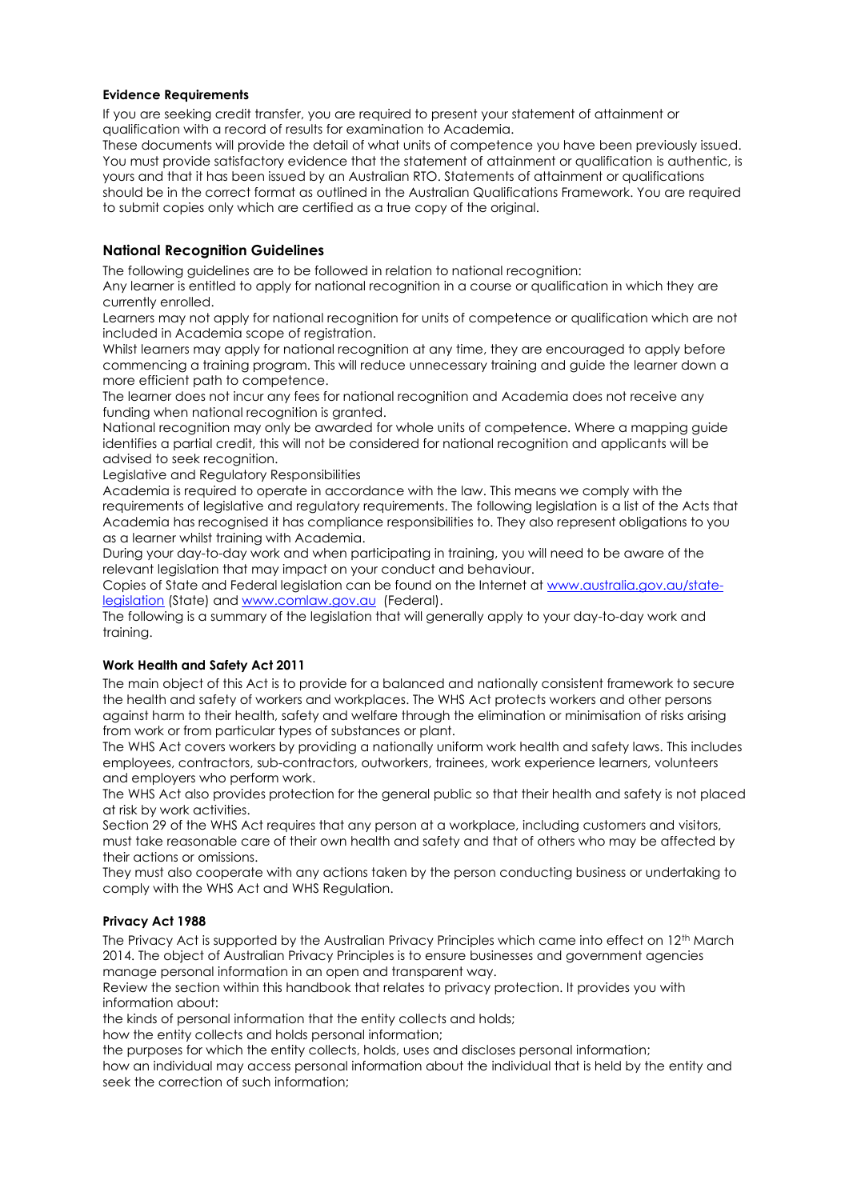#### Evidence Requirements

If you are seeking credit transfer, you are required to present your statement of attainment or qualification with a record of results for examination to Academia.

These documents will provide the detail of what units of competence you have been previously issued. You must provide satisfactory evidence that the statement of attainment or qualification is authentic, is yours and that it has been issued by an Australian RTO. Statements of attainment or qualifications should be in the correct format as outlined in the Australian Qualifications Framework. You are required to submit copies only which are certified as a true copy of the original.

### National Recognition Guidelines

The following guidelines are to be followed in relation to national recognition:

Any learner is entitled to apply for national recognition in a course or qualification in which they are currently enrolled.

Learners may not apply for national recognition for units of competence or qualification which are not included in Academia scope of registration.

Whilst learners may apply for national recognition at any time, they are encouraged to apply before commencing a training program. This will reduce unnecessary training and guide the learner down a more efficient path to competence.

The learner does not incur any fees for national recognition and Academia does not receive any funding when national recognition is granted.

National recognition may only be awarded for whole units of competence. Where a mapping guide identifies a partial credit, this will not be considered for national recognition and applicants will be advised to seek recognition.

Legislative and Regulatory Responsibilities

Academia is required to operate in accordance with the law. This means we comply with the requirements of legislative and regulatory requirements. The following legislation is a list of the Acts that Academia has recognised it has compliance responsibilities to. They also represent obligations to you as a learner whilst training with Academia.

During your day-to-day work and when participating in training, you will need to be aware of the relevant legislation that may impact on your conduct and behaviour.

Copies of State and Federal legislation can be found on the Internet at [www.australia.gov.au/state-legislation](www.australia.gov.au/state-legislation) (State) and [www.comlaw.gov.au](www.comlaw.gov.au) (Federal).

The following is a summary of the legislation that will generally apply to your day-to-day work and training.

#### Work Health and Safety Act 2011

The main object of this Act is to provide for a balanced and nationally consistent framework to secure the health and safety of workers and workplaces. The WHS Act protects workers and other persons against harm to their health, safety and welfare through the elimination or minimisation of risks arising from work or from particular types of substances or plant.

The WHS Act covers workers by providing a nationally uniform work health and safety laws. This includes employees, contractors, sub-contractors, outworkers, trainees, work experience learners, volunteers and employers who perform work.

The WHS Act also provides protection for the general public so that their health and safety is not placed at risk by work activities.

Section 29 of the WHS Act requires that any person at a workplace, including customers and visitors, must take reasonable care of their own health and safety and that of others who may be affected by their actions or omissions.

They must also cooperate with any actions taken by the person conducting business or undertaking to comply with the WHS Act and WHS Regulation.

#### Privacy Act 1988

The Privacy Act is supported by the Australian Privacy Principles which came into effect on 12th March 2014. The object of Australian Privacy Principles is to ensure businesses and government agencies manage personal information in an open and transparent way.

Review the section within this handbook that relates to privacy protection. It provides you with information about:

the kinds of personal information that the entity collects and holds;

how the entity collects and holds personal information;

the purposes for which the entity collects, holds, uses and discloses personal information;

how an individual may access personal information about the individual that is held by the entity and seek the correction of such information;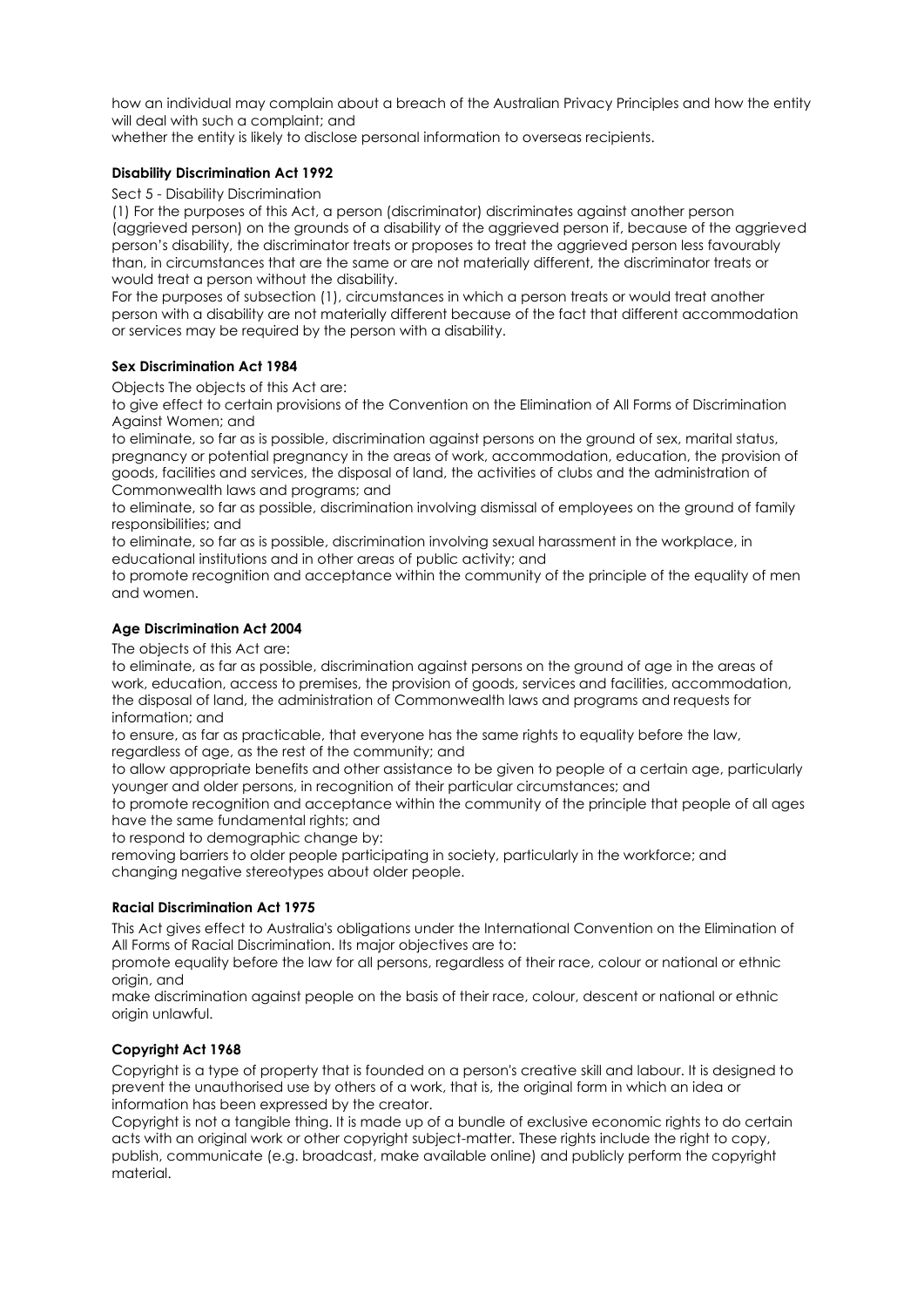how an individual may complain about a breach of the Australian Privacy Principles and how the entity will deal with such a complaint; and

whether the entity is likely to disclose personal information to overseas recipients.

**Disability Discrimination Act 1992**

Sect 5 - Disability Discrimination

(1) For the purposes of this Act, a person (discriminator) discriminates against another person (aggrieved person) on the grounds of a disability of the aggrieved person if, because of the aggrieved person's disability, the discriminator treats or proposes to treat the aggrieved person less favourably than, in circumstances that are the same or are not materially different, the discriminator treats or would treat a person without the disability.

For the purposes of subsection (1), circumstances in which a person treats or would treat another person with a disability are not materially different because of the fact that different accommodation or services may be required by the person with a disability.

**Sex Discrimination Act 1984**

Objects The objects of this Act are:

to give effect to certain provisions of the Convention on the Elimination of All Forms of Discrimination Against Women; and

to eliminate, so far as is possible, discrimination against persons on the ground of sex, marital status, pregnancy or potential pregnancy in the areas of work, accommodation, education, the provision of goods, facilities and services, the disposal of land, the activities of clubs and the administration of Commonwealth laws and programs; and

to eliminate, so far as possible, discrimination involving dismissal of employees on the ground of family responsibilities; and

to eliminate, so far as is possible, discrimination involving sexual harassment in the workplace, in educational institutions and in other areas of public activity; and

to promote recognition and acceptance within the community of the principle of the equality of men and women.

**Age Discrimination Act 2004**

The objects of this Act are:

to eliminate, as far as possible, discrimination against persons on the ground of age in the areas of work, education, access to premises, the provision of goods, services and facilities, accommodation, the disposal of land, the administration of Commonwealth laws and programs and requests for information; and

to ensure, as far as practicable, that everyone has the same rights to equality before the law, regardless of age, as the rest of the community; and

to allow appropriate benefits and other assistance to be given to people of a certain age, particularly younger and older persons, in recognition of their particular circumstances; and

to promote recognition and acceptance within the community of the principle that people of all ages have the same fundamental rights; and

to respond to demographic change by:

removing barriers to older people participating in society, particularly in the workforce; and

changing negative stereotypes about older people.

**Racial Discrimination Act 1975**

This Act gives effect to Australia's obligations under the International Convention on the Elimination of All Forms of Racial Discrimination. Its major objectives are to:

promote equality before the law for all persons, regardless of their race, colour or national or ethnic origin, and

make discrimination against people on the basis of their race, colour, descent or national or ethnic origin unlawful.

**Copyright Act 1968**

Copyright is a type of property that is founded on a person's creative skill and labour. It is designed to prevent the unauthorised use by others of a work, that is, the original form in which an idea or information has been expressed by the creator.

Copyright is not a tangible thing. It is made up of a bundle of exclusive economic rights to do certain acts with an original work or other copyright subject-matter. These rights include the right to copy, publish, communicate (e.g. broadcast, make available online) and publicly perform the copyright material.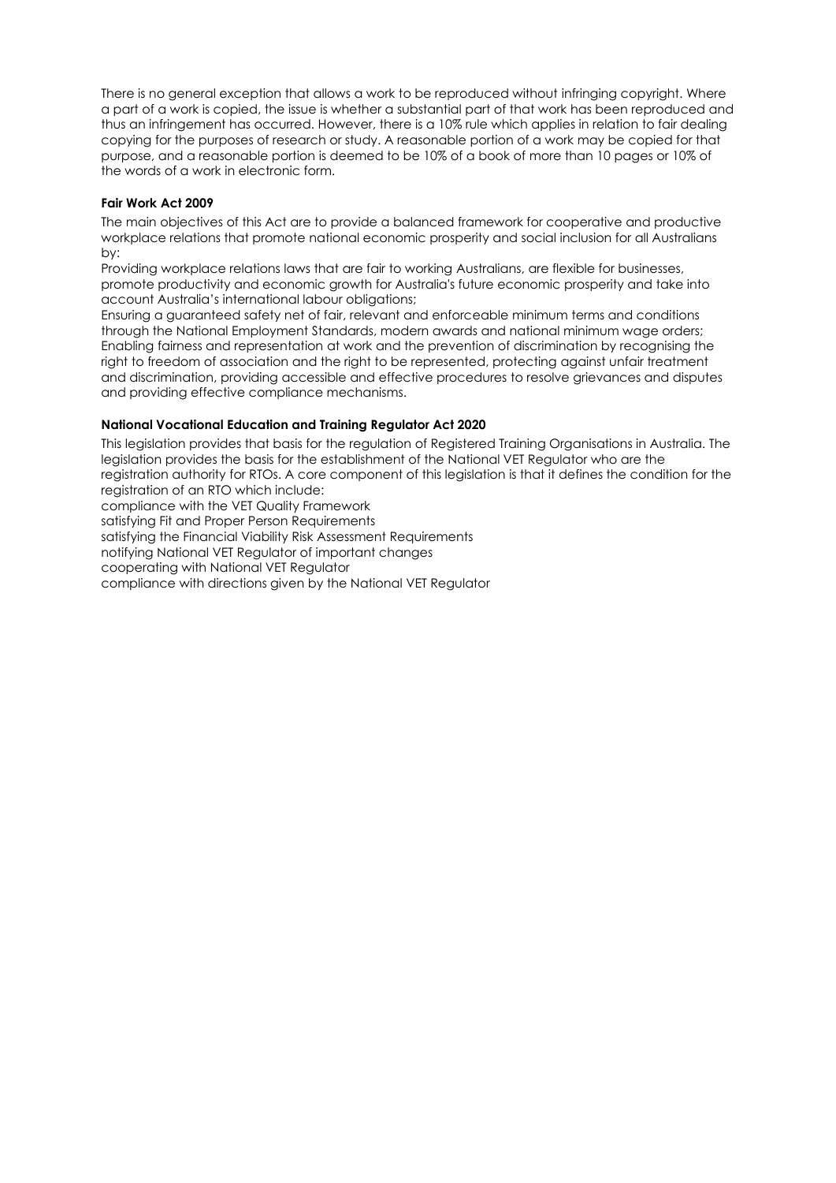There is no general exception that allows a work to be reproduced without infringing copyright. Where a part of a work is copied, the issue is whether a substantial part of that work has been reproduced and thus an infringement has occurred. However, there is a 10% rule which applies in relation to fair dealing copying for the purposes of research or study. A reasonable portion of a work may be copied for that purpose, and a reasonable portion is deemed to be 10% of a book of more than 10 pages or 10% of the words of a work in electronic form.

**Fair Work Act 2009**

The main objectives of this Act are to provide a balanced framework for cooperative and productive workplace relations that promote national economic prosperity and social inclusion for all Australians by:

Providing workplace relations laws that are fair to working Australians, are flexible for businesses, promote productivity and economic growth for Australia's future economic prosperity and take into account Australia's international labour obligations;

Ensuring a guaranteed safety net of fair, relevant and enforceable minimum terms and conditions through the National Employment Standards, modern awards and national minimum wage orders;

Enabling fairness and representation at work and the prevention of discrimination by recognising the right to freedom of association and the right to be represented, protecting against unfair treatment and discrimination, providing accessible and effective procedures to resolve grievances and disputes and providing effective compliance mechanisms.

**National Vocational Education and Training Regulator Act 2020**

This legislation provides that basis for the regulation of Registered Training Organisations in Australia. The legislation provides the basis for the establishment of the National VET Regulator who are the registration authority for RTOs. A core component of this legislation is that it defines the condition for the registration of an RTO which include:

compliance with the VET Quality Framework
satisfying Fit and Proper Person Requirements
satisfying the Financial Viability Risk Assessment Requirements
notifying National VET Regulator of important changes
cooperating with National VET Regulator
compliance with directions given by the National VET Regulator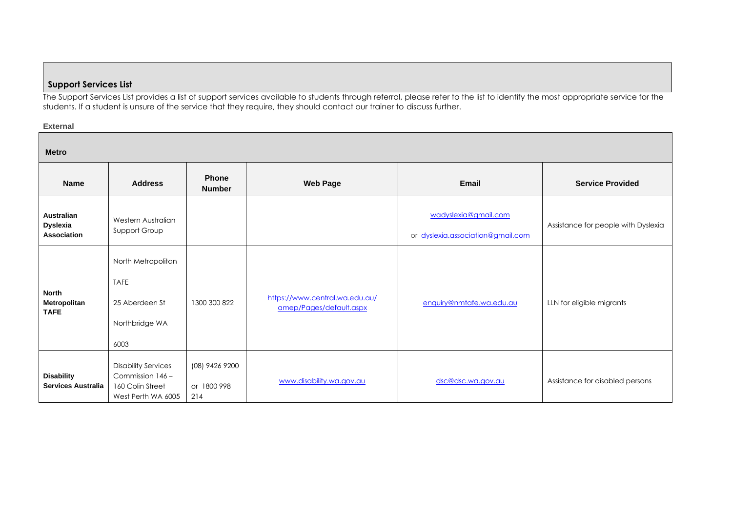## Support Services List

The Support Services List provides a list of support services available to students through referral, please refer to the list to identify the most appropriate service for the students. If a student is unsure of the service that they require, they should contact our trainer to discuss further.

**External**

| Metro | | | | | |
|---|---|---|---|---|---|
| **Name** | **Address** | **Phone Number** | **Web Page** | **Email** | **Service Provided** |
| **Australian Dyslexia Association** | Western Australian Support Group | | | wadyslexia@gmail.com or dyslexia.association@gmail.com | Assistance for people with Dyslexia |
| **North Metropolitan TAFE** | North Metropolitan TAFE 25 Aberdeen St Northbridge WA 6003 | 1300 300 822 | https://www.central.wa.edu.au/amep/Pages/default.aspx | enquiry@nmtafe.wa.edu.au | LLN for eligible migrants |
| **Disability Services Australia** | Disability Services Commission 146 – 160 Colin Street West Perth WA 6005 | (08) 9426 9200 or 1800 998 214 | www.disability.wa.gov.au | dsc@dsc.wa.gov.au | Assistance for disabled persons |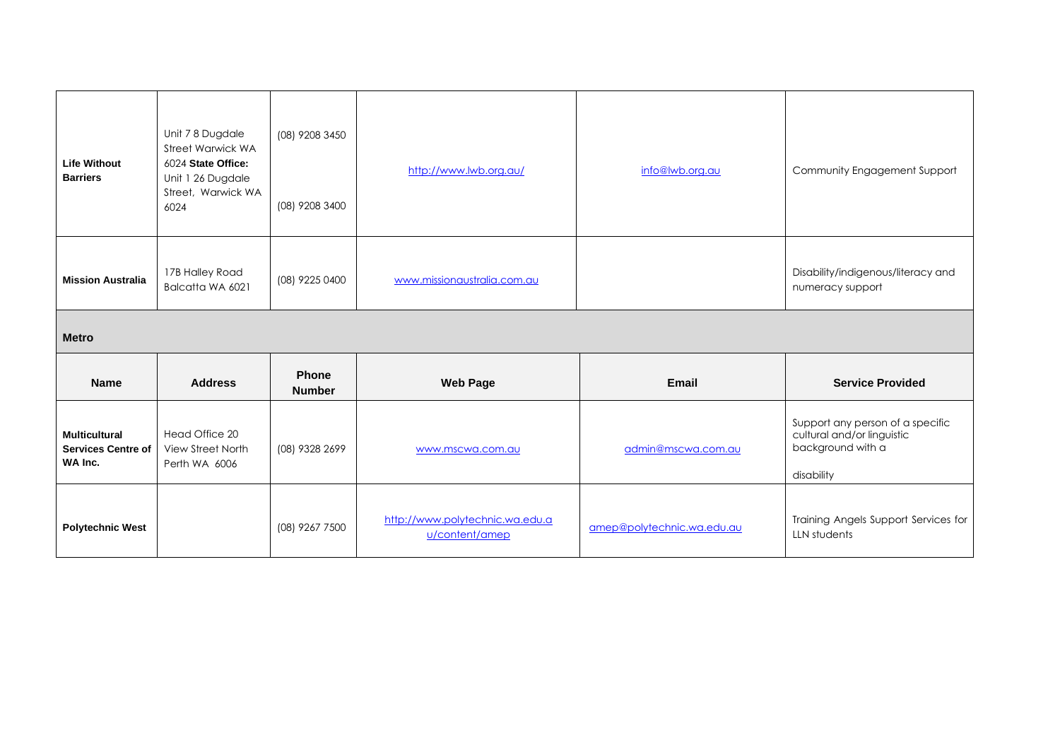| | | | | | |
|---|---|---|---|---|---|
| **Life Without Barriers** | Unit 7 8 Dugdale Street Warwick WA 6024 **State Office:** Unit 1 26 Dugdale Street, Warwick WA 6024 | (08) 9208 3450<br><br>(08) 9208 3400 | http://www.lwb.org.au/ | info@lwb.org.au | Community Engagement Support |
| **Mission Australia** | 17B Halley Road Balcatta WA 6021 | (08) 9225 0400 | www.missionaustralia.com.au | | Disability/indigenous/literacy and numeracy support |

**Metro**

| Name | Address | Phone Number | Web Page | Email | Service Provided |
|---|---|---|---|---|---|
| **Multicultural Services Centre of WA Inc.** | Head Office 20 View Street North Perth WA 6006 | (08) 9328 2699 | www.mscwa.com.au | admin@mscwa.com.au | Support any person of a specific cultural and/or linguistic background with a disability |
| **Polytechnic West** | | (08) 9267 7500 | http://www.polytechnic.wa.edu.au/content/amep | amep@polytechnic.wa.edu.au | Training Angels Support Services for LLN students |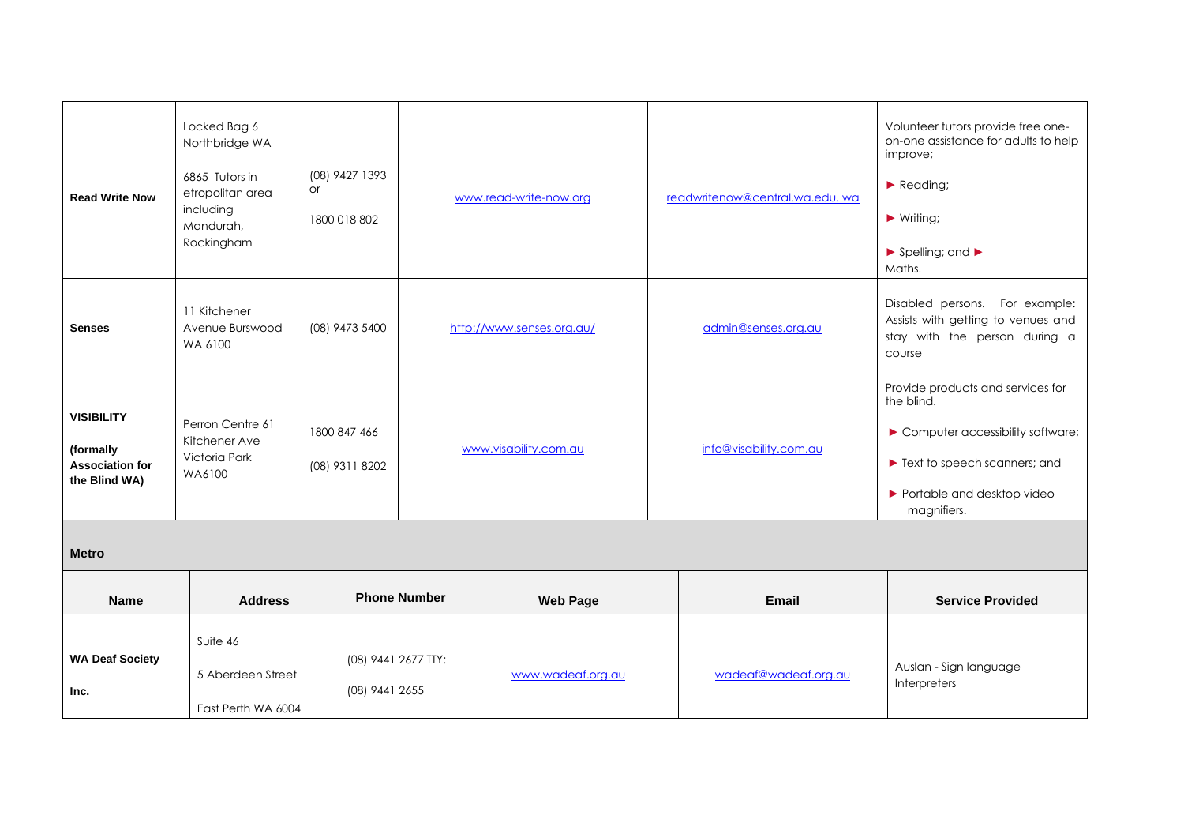| | | | | | |
|---|---|---|---|---|---|
| **Read Write Now** | Locked Bag 6 Northbridge WA<br><br>6865 Tutors in etropolitan area including Mandurah, Rockingham | (08) 9427 1393 or<br><br>1800 018 802 | www.read-write-now.org | readwritenow@central.wa.edu. wa | Volunteer tutors provide free one-on-one assistance for adults to help improve;<br><br>► Reading;<br><br>► Writing;<br><br>► Spelling; and ► Maths. |
| **Senses** | 11 Kitchener Avenue Burswood WA 6100 | (08) 9473 5400 | http://www.senses.org.au/ | admin@senses.org.au | Disabled persons. For example: Assists with getting to venues and stay with the person during a course |
| **VISIBILITY**<br><br>**(formally Association for the Blind WA)** | Perron Centre 61 Kitchener Ave Victoria Park WA6100 | 1800 847 466<br><br>(08) 9311 8202 | www.visability.com.au | info@visability.com.au | Provide products and services for the blind.<br><br>► Computer accessibility software;<br><br>► Text to speech scanners; and<br><br>► Portable and desktop video magnifiers. |

**Metro**

| Name | Address | Phone Number | Web Page | Email | Service Provided |
|---|---|---|---|---|---|
| **WA Deaf Society Inc.** | Suite 46<br><br>5 Aberdeen Street<br><br>East Perth WA 6004 | (08) 9441 2677 TTY:<br><br>(08) 9441 2655 | www.wadeaf.org.au | wadeaf@wadeaf.org.au | Auslan - Sign language Interpreters |